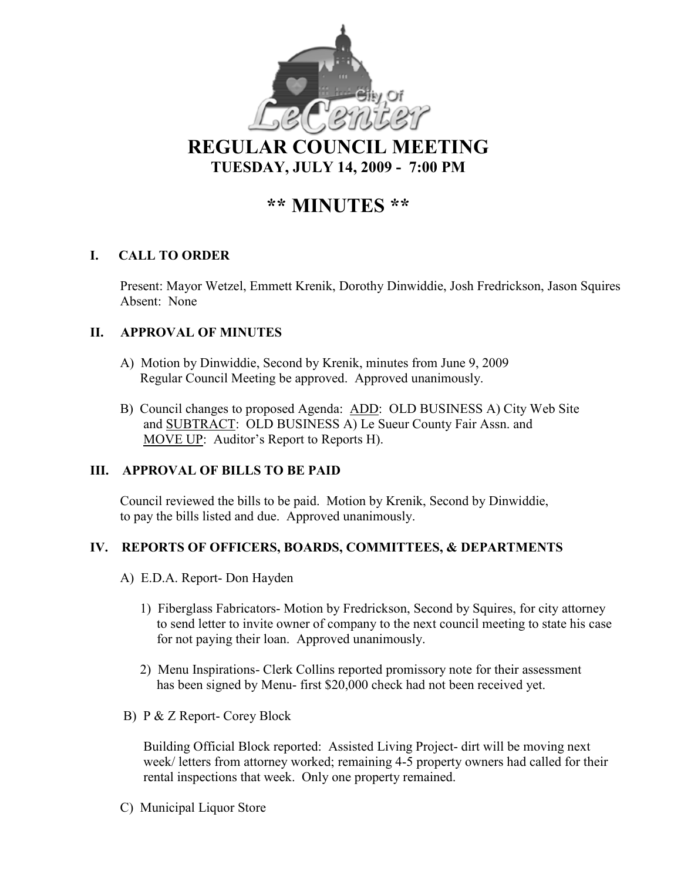# REGULAR COUNCIL MEETING
## TUESDAY, JULY 14, 2009 - 7:00 PM

# ** MINUTES **

### I. CALL TO ORDER

Present: Mayor Wetzel, Emmett Krenik, Dorothy Dinwiddie, Josh Fredrickson, Jason Squires
Absent: None

### II. APPROVAL OF MINUTES

A) Motion by Dinwiddie, Second by Krenik, minutes from June 9, 2009 Regular Council Meeting be approved. Approved unanimously.

B) Council changes to proposed Agenda: ADD: OLD BUSINESS A) City Web Site and SUBTRACT: OLD BUSINESS A) Le Sueur County Fair Assn. and MOVE UP: Auditor's Report to Reports H).

### III. APPROVAL OF BILLS TO BE PAID

Council reviewed the bills to be paid. Motion by Krenik, Second by Dinwiddie, to pay the bills listed and due. Approved unanimously.

### IV. REPORTS OF OFFICERS, BOARDS, COMMITTEES, & DEPARTMENTS

A) E.D.A. Report- Don Hayden

1) Fiberglass Fabricators- Motion by Fredrickson, Second by Squires, for city attorney to send letter to invite owner of company to the next council meeting to state his case for not paying their loan. Approved unanimously.

2) Menu Inspirations- Clerk Collins reported promissory note for their assessment has been signed by Menu- first $20,000 check had not been received yet.

B) P & Z Report- Corey Block

Building Official Block reported: Assisted Living Project- dirt will be moving next week/ letters from attorney worked; remaining 4-5 property owners had called for their rental inspections that week. Only one property remained.

C) Municipal Liquor Store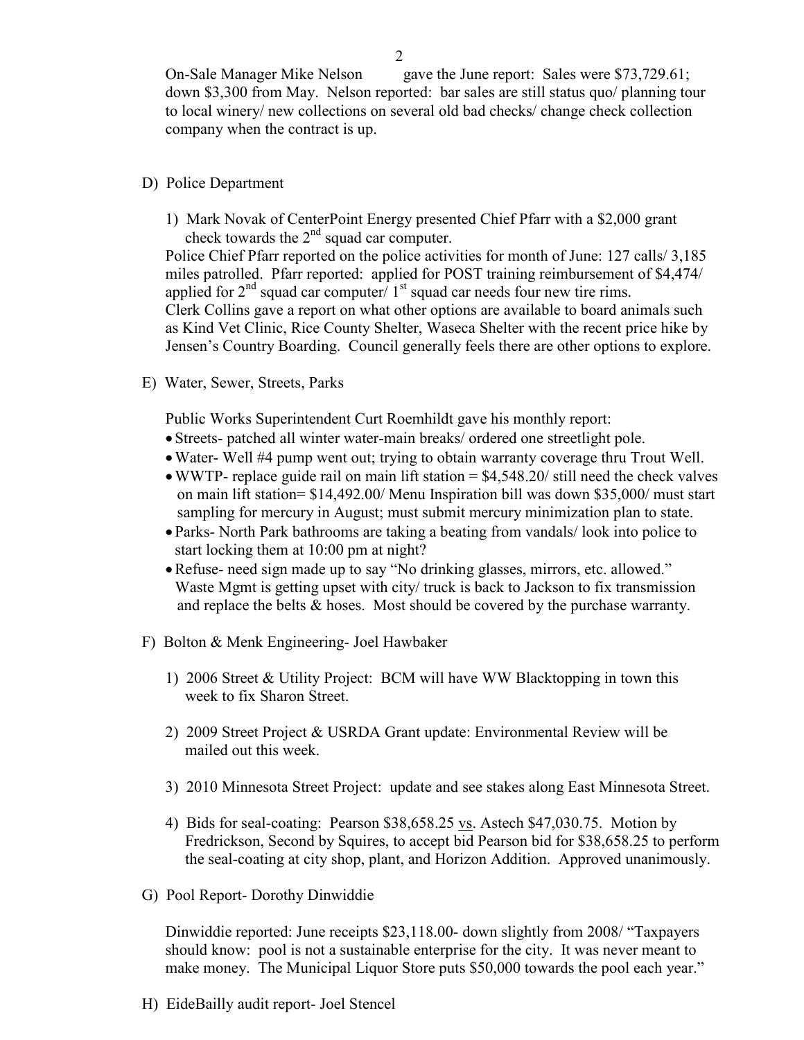On-Sale Manager Mike Nelson gave the June report: Sales were $73,729.61; down $3,300 from May. Nelson reported: bar sales are still status quo/ planning tour to local winery/ new collections on several old bad checks/ change check collection company when the contract is up.

D) Police Department

1) Mark Novak of CenterPoint Energy presented Chief Pfarr with a $2,000 grant check towards the 2nd squad car computer.

Police Chief Pfarr reported on the police activities for month of June: 127 calls/ 3,185 miles patrolled. Pfarr reported: applied for POST training reimbursement of $4,474/ applied for 2nd squad car computer/ 1st squad car needs four new tire rims.

Clerk Collins gave a report on what other options are available to board animals such as Kind Vet Clinic, Rice County Shelter, Waseca Shelter with the recent price hike by Jensen's Country Boarding. Council generally feels there are other options to explore.

E) Water, Sewer, Streets, Parks

Public Works Superintendent Curt Roemhildt gave his monthly report:

- Streets- patched all winter water-main breaks/ ordered one streetlight pole.
- Water- Well #4 pump went out; trying to obtain warranty coverage thru Trout Well.
- WWTP- replace guide rail on main lift station = $4,548.20/ still need the check valves on main lift station= $14,492.00/ Menu Inspiration bill was down $35,000/ must start sampling for mercury in August; must submit mercury minimization plan to state.
- Parks- North Park bathrooms are taking a beating from vandals/ look into police to start locking them at 10:00 pm at night?
- Refuse- need sign made up to say "No drinking glasses, mirrors, etc. allowed." Waste Mgmt is getting upset with city/ truck is back to Jackson to fix transmission and replace the belts & hoses. Most should be covered by the purchase warranty.

F) Bolton & Menk Engineering- Joel Hawbaker

1) 2006 Street & Utility Project: BCM will have WW Blacktopping in town this week to fix Sharon Street.

2) 2009 Street Project & USRDA Grant update: Environmental Review will be mailed out this week.

3) 2010 Minnesota Street Project: update and see stakes along East Minnesota Street.

4) Bids for seal-coating: Pearson $38,658.25 vs. Astech $47,030.75. Motion by Fredrickson, Second by Squires, to accept bid Pearson bid for $38,658.25 to perform the seal-coating at city shop, plant, and Horizon Addition. Approved unanimously.

G) Pool Report- Dorothy Dinwiddie

Dinwiddie reported: June receipts $23,118.00- down slightly from 2008/ "Taxpayers should know: pool is not a sustainable enterprise for the city. It was never meant to make money. The Municipal Liquor Store puts $50,000 towards the pool each year."

H) EideBailly audit report- Joel Stencel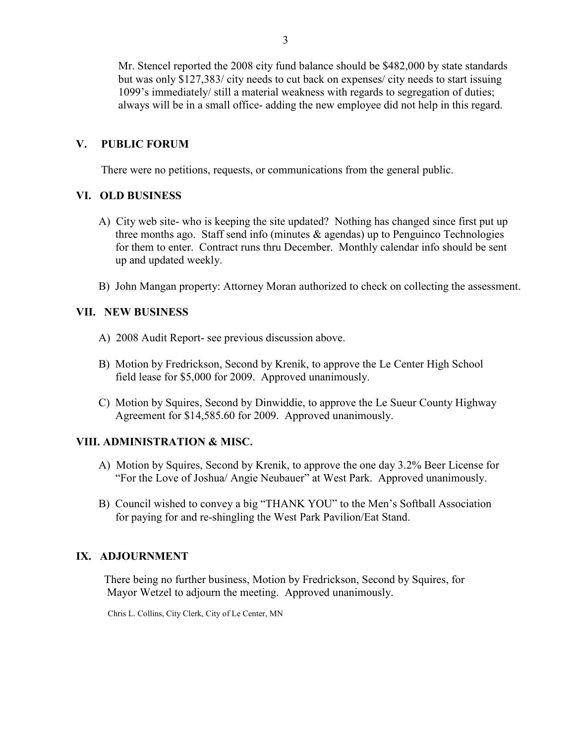Mr. Stencel reported the 2008 city fund balance should be $482,000 by state standards but was only $127,383/ city needs to cut back on expenses/ city needs to start issuing 1099's immediately/ still a material weakness with regards to segregation of duties; always will be in a small office- adding the new employee did not help in this regard.

## V. PUBLIC FORUM

There were no petitions, requests, or communications from the general public.

## VI. OLD BUSINESS

A) City web site- who is keeping the site updated? Nothing has changed since first put up three months ago. Staff send info (minutes & agendas) up to Penguinco Technologies for them to enter. Contract runs thru December. Monthly calendar info should be sent up and updated weekly.

B) John Mangan property: Attorney Moran authorized to check on collecting the assessment.

## VII. NEW BUSINESS

A) 2008 Audit Report- see previous discussion above.

B) Motion by Fredrickson, Second by Krenik, to approve the Le Center High School field lease for $5,000 for 2009. Approved unanimously.

C) Motion by Squires, Second by Dinwiddie, to approve the Le Sueur County Highway Agreement for $14,585.60 for 2009. Approved unanimously.

## VIII. ADMINISTRATION & MISC.

A) Motion by Squires, Second by Krenik, to approve the one day 3.2% Beer License for "For the Love of Joshua/ Angie Neubauer" at West Park. Approved unanimously.

B) Council wished to convey a big "THANK YOU" to the Men's Softball Association for paying for and re-shingling the West Park Pavilion/Eat Stand.

## IX. ADJOURNMENT

There being no further business, Motion by Fredrickson, Second by Squires, for Mayor Wetzel to adjourn the meeting. Approved unanimously.

Chris L. Collins, City Clerk, City of Le Center, MN